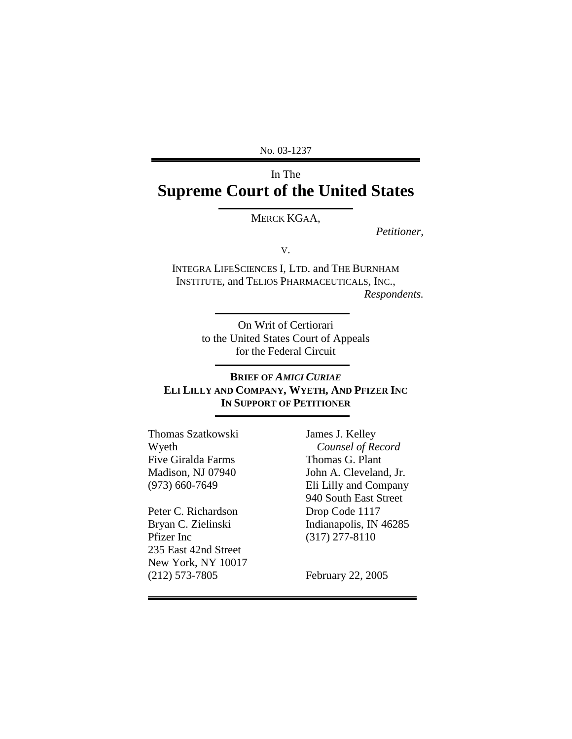No. 03-1237

---

In The

# Supreme Court of the United States

---

MERCK KGAA,

*Petitioner*,

v.

INTEGRA LIFESCIENCES I, LTD. and THE BURNHAM INSTITUTE, and TELIOS PHARMACEUTICALS, INC.,

*Respondents.*

---

On Writ of Certiorari
to the United States Court of Appeals
for the Federal Circuit

---

**BRIEF OF *AMICI CURIAE***
**ELI LILLY AND COMPANY, WYETH, AND PFIZER INC**
**IN SUPPORT OF PETITIONER**

---

Thomas Szatkowski
Wyeth
Five Giralda Farms
Madison, NJ 07940
(973) 660-7649

Peter C. Richardson
Bryan C. Zielinski
Pfizer Inc
235 East 42nd Street
New York, NY 10017
(212) 573-7805

James J. Kelley
*Counsel of Record*
Thomas G. Plant
John A. Cleveland, Jr.
Eli Lilly and Company
940 South East Street
Drop Code 1117
Indianapolis, IN 46285
(317) 277-8110

February 22, 2005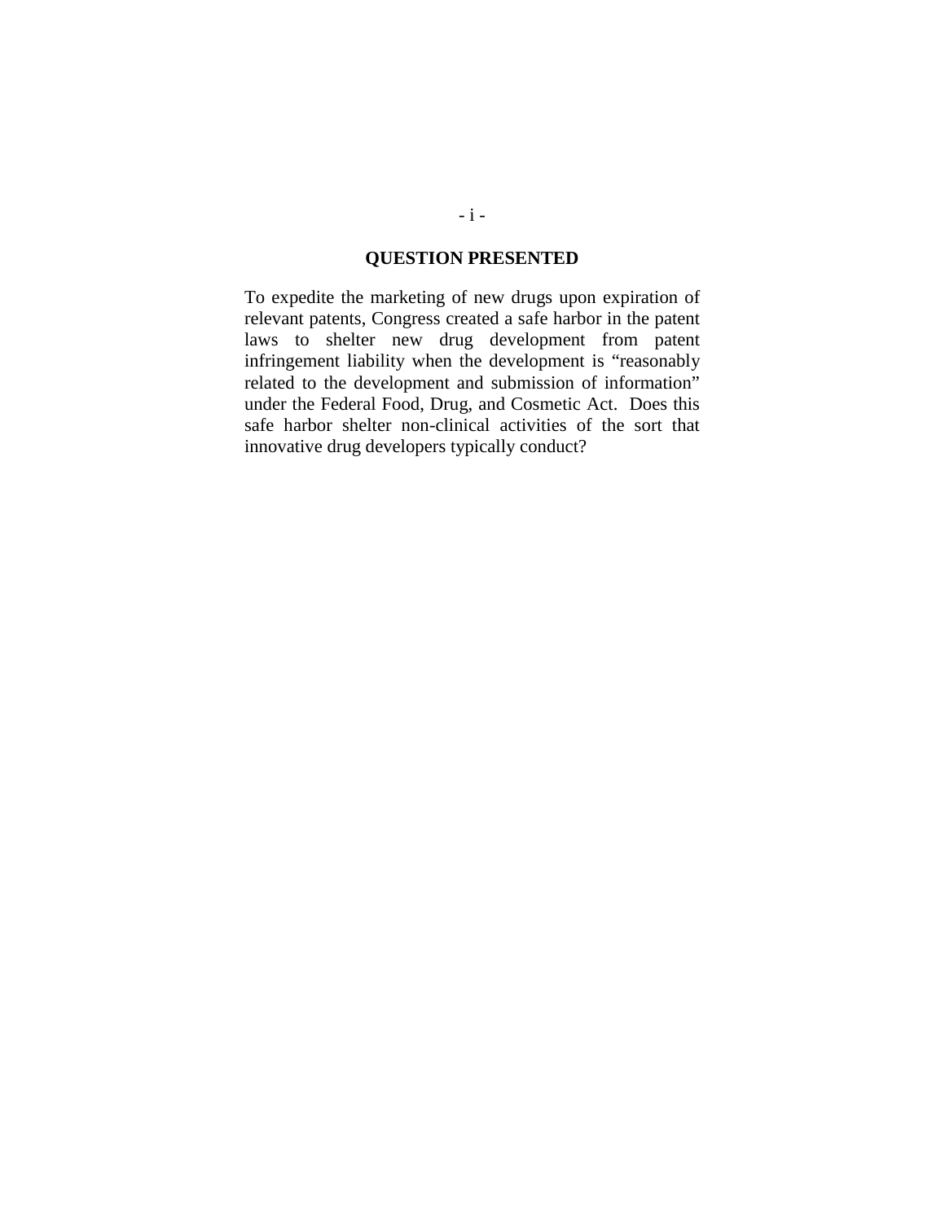## QUESTION PRESENTED

To expedite the marketing of new drugs upon expiration of relevant patents, Congress created a safe harbor in the patent laws to shelter new drug development from patent infringement liability when the development is "reasonably related to the development and submission of information" under the Federal Food, Drug, and Cosmetic Act. Does this safe harbor shelter non-clinical activities of the sort that innovative drug developers typically conduct?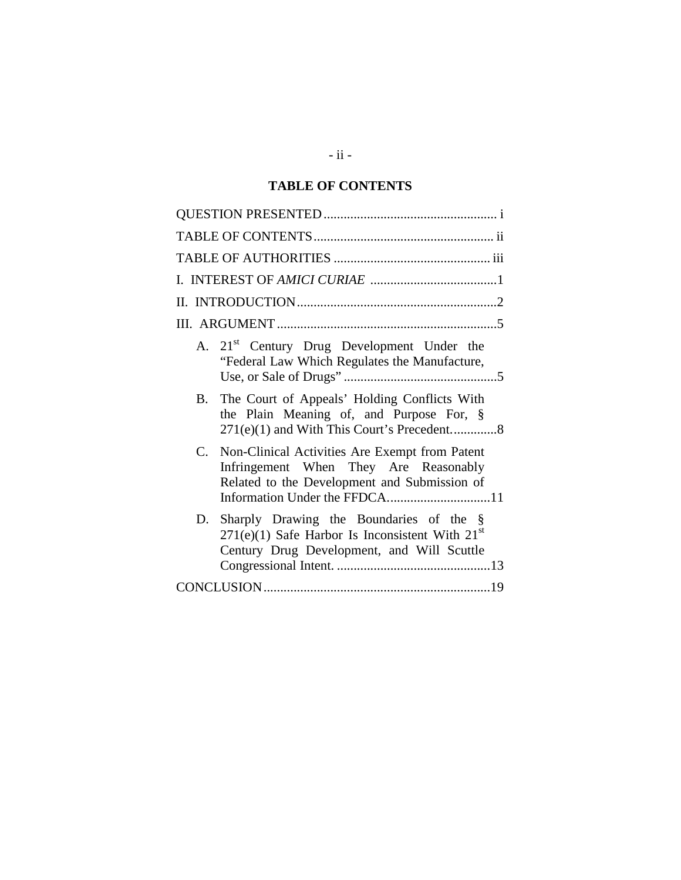## TABLE OF CONTENTS

QUESTION PRESENTED .................................................... i

TABLE OF CONTENTS ..................................................... ii

TABLE OF AUTHORITIES ............................................... iii

I. INTEREST OF *AMICI CURIAE* ......................................1

II. INTRODUCTION ............................................................2

III. ARGUMENT ..................................................................5

- A. 21st Century Drug Development Under the "Federal Law Which Regulates the Manufacture, Use, or Sale of Drugs" ..............................................5
- B. The Court of Appeals' Holding Conflicts With the Plain Meaning of, and Purpose For, § 271(e)(1) and With This Court's Precedent. .............8
- C. Non-Clinical Activities Are Exempt from Patent Infringement When They Are Reasonably Related to the Development and Submission of Information Under the FFDCA. ...............................11
- D. Sharply Drawing the Boundaries of the § 271(e)(1) Safe Harbor Is Inconsistent With 21st Century Drug Development, and Will Scuttle Congressional Intent. ..............................................13

CONCLUSION ....................................................................19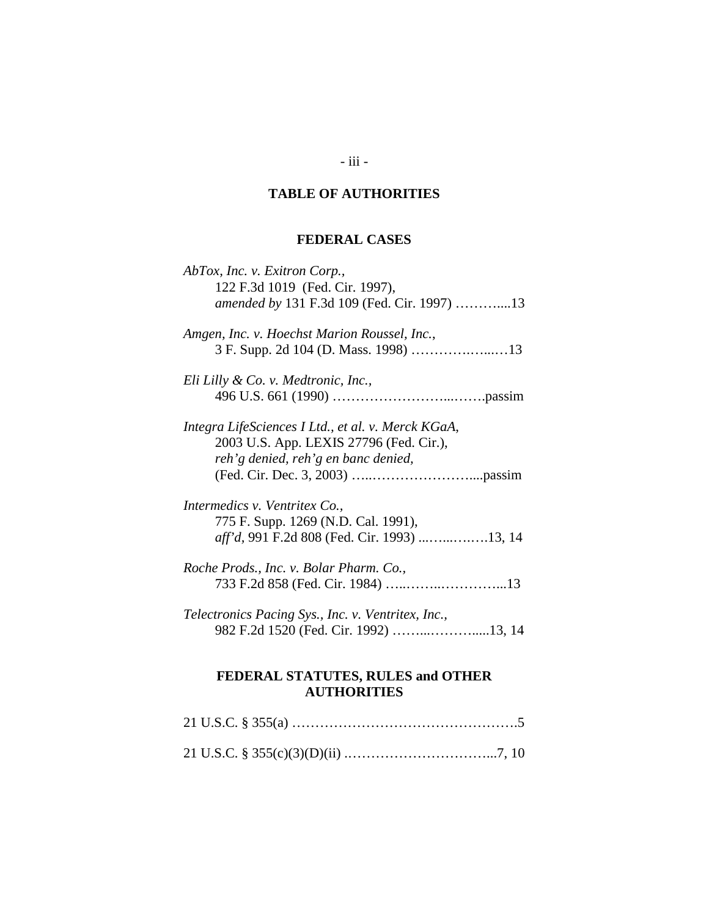# TABLE OF AUTHORITIES

## FEDERAL CASES

*AbTox, Inc. v. Exitron Corp.*,
122 F.3d 1019 (Fed. Cir. 1997),
*amended by* 131 F.3d 109 (Fed. Cir. 1997) ………....13

*Amgen, Inc. v. Hoechst Marion Roussel, Inc.*,
3 F. Supp. 2d 104 (D. Mass. 1998) ……………...…13

*Eli Lilly & Co. v. Medtronic, Inc.*,
496 U.S. 661 (1990) …………………….....…….passim

*Integra LifeSciences I Ltd., et al. v. Merck KGaA*,
2003 U.S. App. LEXIS 27796 (Fed. Cir.),
*reh'g denied, reh'g en banc denied*,
(Fed. Cir. Dec. 3, 2003) …..…………………....passim

*Intermedics v. Ventritex Co.*,
775 F. Supp. 1269 (N.D. Cal. 1991),
*aff'd*, 991 F.2d 808 (Fed. Cir. 1993) ...…...….….13, 14

*Roche Prods., Inc. v. Bolar Pharm. Co.*,
733 F.2d 858 (Fed. Cir. 1984) …..……..…………...13

*Telectronics Pacing Sys., Inc. v. Ventritex, Inc.*,
982 F.2d 1520 (Fed. Cir. 1992) ……...……….....13, 14

## FEDERAL STATUTES, RULES and OTHER AUTHORITIES

21 U.S.C. § 355(a) ………………………………………….5

21 U.S.C. § 355(c)(3)(D)(ii) .…………………………...7, 10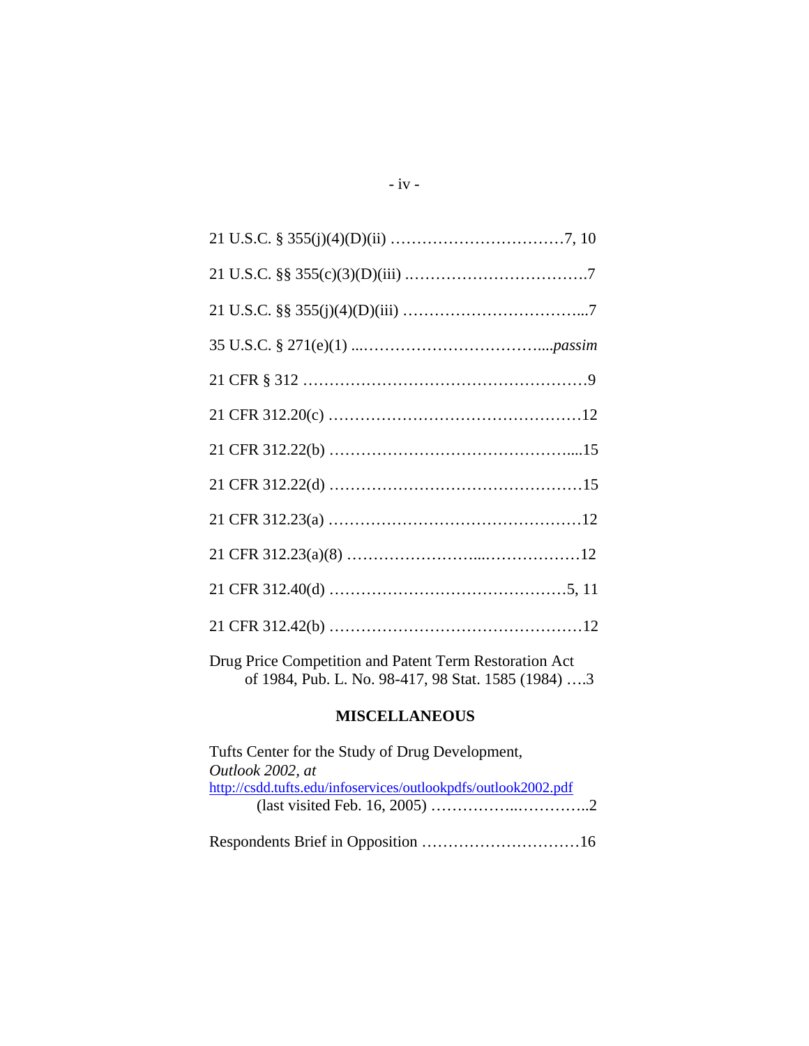21 U.S.C. § 355(j)(4)(D)(ii) ……………………………7, 10

21 U.S.C. §§ 355(c)(3)(D)(iii) …………………………….7

21 U.S.C. §§ 355(j)(4)(D)(iii) ……………………………...7

35 U.S.C. § 271(e)(1) ...……………………………...*passim*

21 CFR § 312 ………………………………………………9

21 CFR 312.20(c) …………………………………………12

21 CFR 312.22(b) ………………………………………....15

21 CFR 312.22(d) …………………………………………15

21 CFR 312.23(a) …………………………………………12

21 CFR 312.23(a)(8) ……………………...………………12

21 CFR 312.40(d) ………………………………………5, 11

21 CFR 312.42(b) …………………………………………12

Drug Price Competition and Patent Term Restoration Act of 1984, Pub. L. No. 98-417, 98 Stat. 1585 (1984) ….3

**MISCELLANEOUS**

Tufts Center for the Study of Drug Development, *Outlook 2002, at* http://csdd.tufts.edu/infoservices/outlookpdfs/outlook2002.pdf (last visited Feb. 16, 2005) ……………..…………..2

Respondents Brief in Opposition …………………………16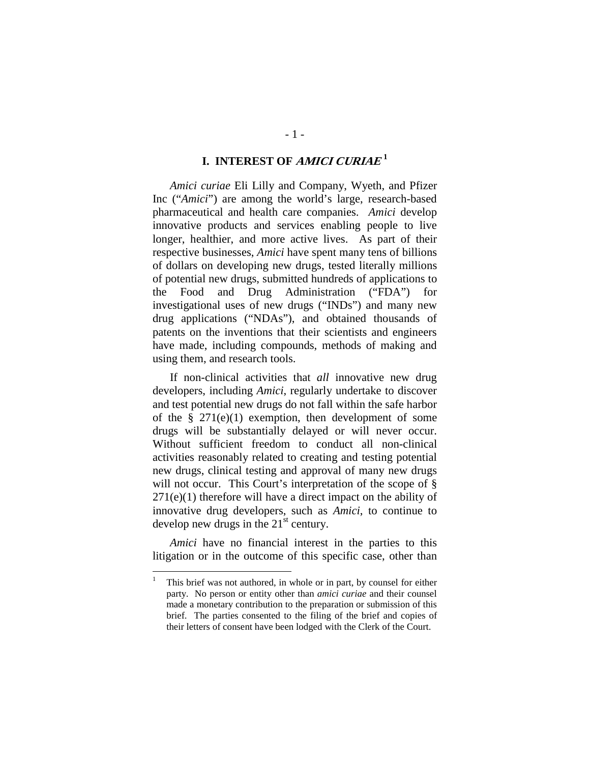# I. INTEREST OF *AMICI CURIAE*[1]

*Amici curiae* Eli Lilly and Company, Wyeth, and Pfizer Inc ("*Amici*") are among the world's large, research-based pharmaceutical and health care companies. *Amici* develop innovative products and services enabling people to live longer, healthier, and more active lives. As part of their respective businesses, *Amici* have spent many tens of billions of dollars on developing new drugs, tested literally millions of potential new drugs, submitted hundreds of applications to the Food and Drug Administration ("FDA") for investigational uses of new drugs ("INDs") and many new drug applications ("NDAs"), and obtained thousands of patents on the inventions that their scientists and engineers have made, including compounds, methods of making and using them, and research tools.

If non-clinical activities that *all* innovative new drug developers, including *Amici*, regularly undertake to discover and test potential new drugs do not fall within the safe harbor of the § 271(e)(1) exemption, then development of some drugs will be substantially delayed or will never occur. Without sufficient freedom to conduct all non-clinical activities reasonably related to creating and testing potential new drugs, clinical testing and approval of many new drugs will not occur. This Court's interpretation of the scope of § 271(e)(1) therefore will have a direct impact on the ability of innovative drug developers, such as *Amici*, to continue to develop new drugs in the 21st century.

*Amici* have no financial interest in the parties to this litigation or in the outcome of this specific case, other than

[1] This brief was not authored, in whole or in part, by counsel for either party. No person or entity other than *amici curiae* and their counsel made a monetary contribution to the preparation or submission of this brief. The parties consented to the filing of the brief and copies of their letters of consent have been lodged with the Clerk of the Court.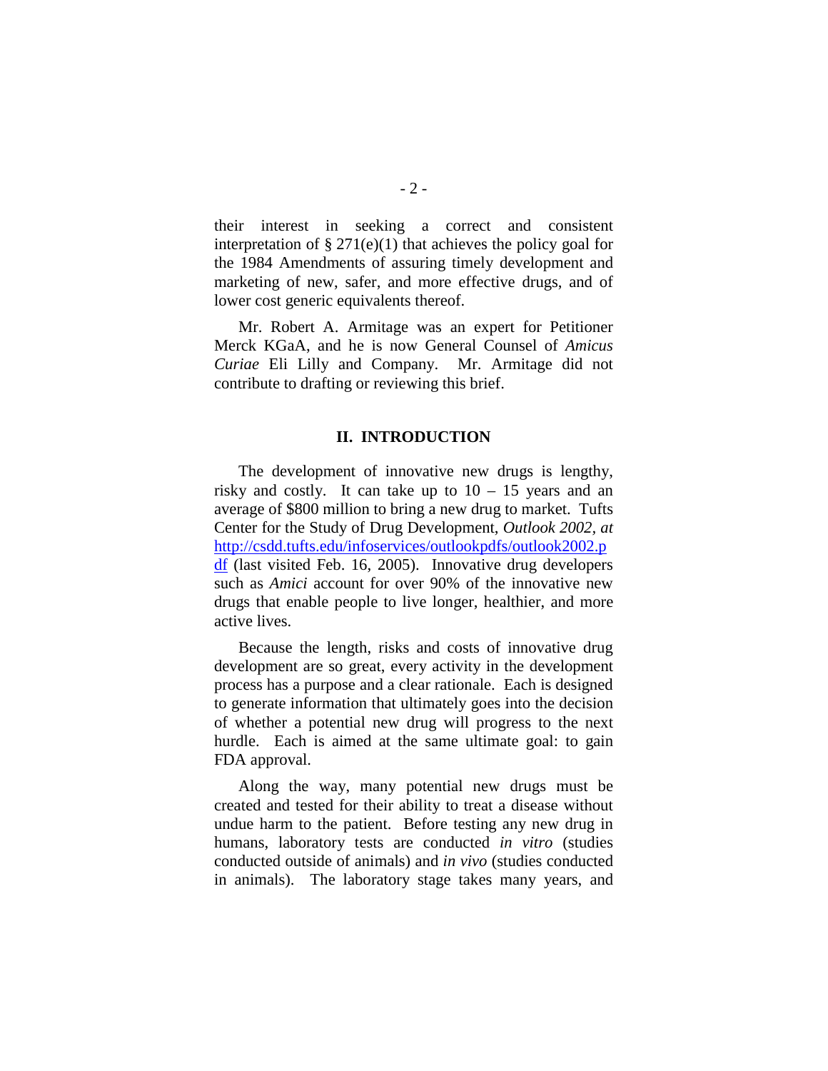their interest in seeking a correct and consistent interpretation of § 271(e)(1) that achieves the policy goal for the 1984 Amendments of assuring timely development and marketing of new, safer, and more effective drugs, and of lower cost generic equivalents thereof.

Mr. Robert A. Armitage was an expert for Petitioner Merck KGaA, and he is now General Counsel of *Amicus Curiae* Eli Lilly and Company. Mr. Armitage did not contribute to drafting or reviewing this brief.

## II. INTRODUCTION

The development of innovative new drugs is lengthy, risky and costly. It can take up to 10 – 15 years and an average of $800 million to bring a new drug to market. Tufts Center for the Study of Drug Development, *Outlook 2002*, *at* http://csdd.tufts.edu/infoservices/outlookpdfs/outlook2002.pdf (last visited Feb. 16, 2005). Innovative drug developers such as *Amici* account for over 90% of the innovative new drugs that enable people to live longer, healthier, and more active lives.

Because the length, risks and costs of innovative drug development are so great, every activity in the development process has a purpose and a clear rationale. Each is designed to generate information that ultimately goes into the decision of whether a potential new drug will progress to the next hurdle. Each is aimed at the same ultimate goal: to gain FDA approval.

Along the way, many potential new drugs must be created and tested for their ability to treat a disease without undue harm to the patient. Before testing any new drug in humans, laboratory tests are conducted *in vitro* (studies conducted outside of animals) and *in vivo* (studies conducted in animals). The laboratory stage takes many years, and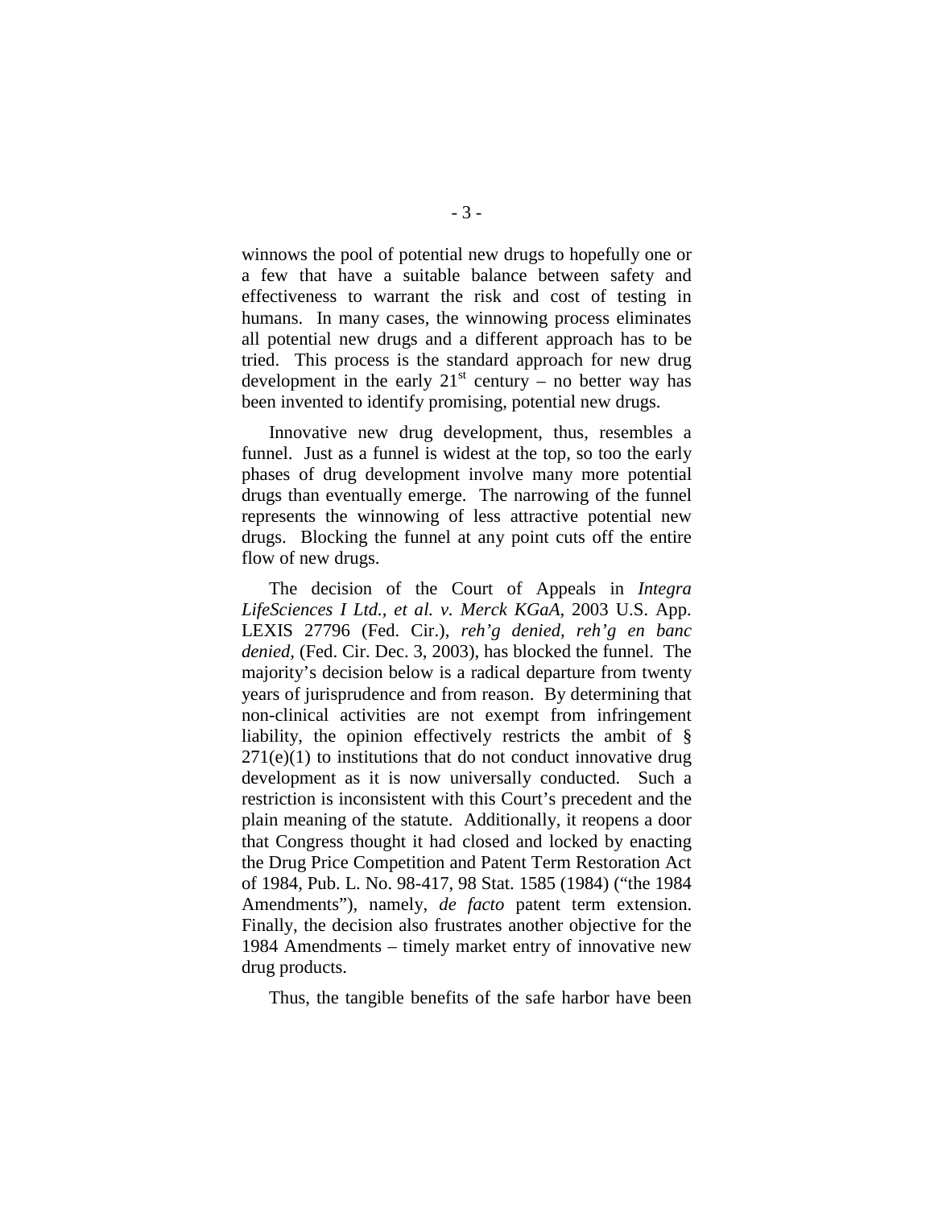winnows the pool of potential new drugs to hopefully one or a few that have a suitable balance between safety and effectiveness to warrant the risk and cost of testing in humans. In many cases, the winnowing process eliminates all potential new drugs and a different approach has to be tried. This process is the standard approach for new drug development in the early 21st century – no better way has been invented to identify promising, potential new drugs.

Innovative new drug development, thus, resembles a funnel. Just as a funnel is widest at the top, so too the early phases of drug development involve many more potential drugs than eventually emerge. The narrowing of the funnel represents the winnowing of less attractive potential new drugs. Blocking the funnel at any point cuts off the entire flow of new drugs.

The decision of the Court of Appeals in *Integra LifeSciences I Ltd., et al. v. Merck KGaA*, 2003 U.S. App. LEXIS 27796 (Fed. Cir.), *reh'g denied, reh'g en banc denied*, (Fed. Cir. Dec. 3, 2003), has blocked the funnel. The majority's decision below is a radical departure from twenty years of jurisprudence and from reason. By determining that non-clinical activities are not exempt from infringement liability, the opinion effectively restricts the ambit of § 271(e)(1) to institutions that do not conduct innovative drug development as it is now universally conducted. Such a restriction is inconsistent with this Court's precedent and the plain meaning of the statute. Additionally, it reopens a door that Congress thought it had closed and locked by enacting the Drug Price Competition and Patent Term Restoration Act of 1984, Pub. L. No. 98-417, 98 Stat. 1585 (1984) ("the 1984 Amendments"), namely, *de facto* patent term extension. Finally, the decision also frustrates another objective for the 1984 Amendments – timely market entry of innovative new drug products.

Thus, the tangible benefits of the safe harbor have been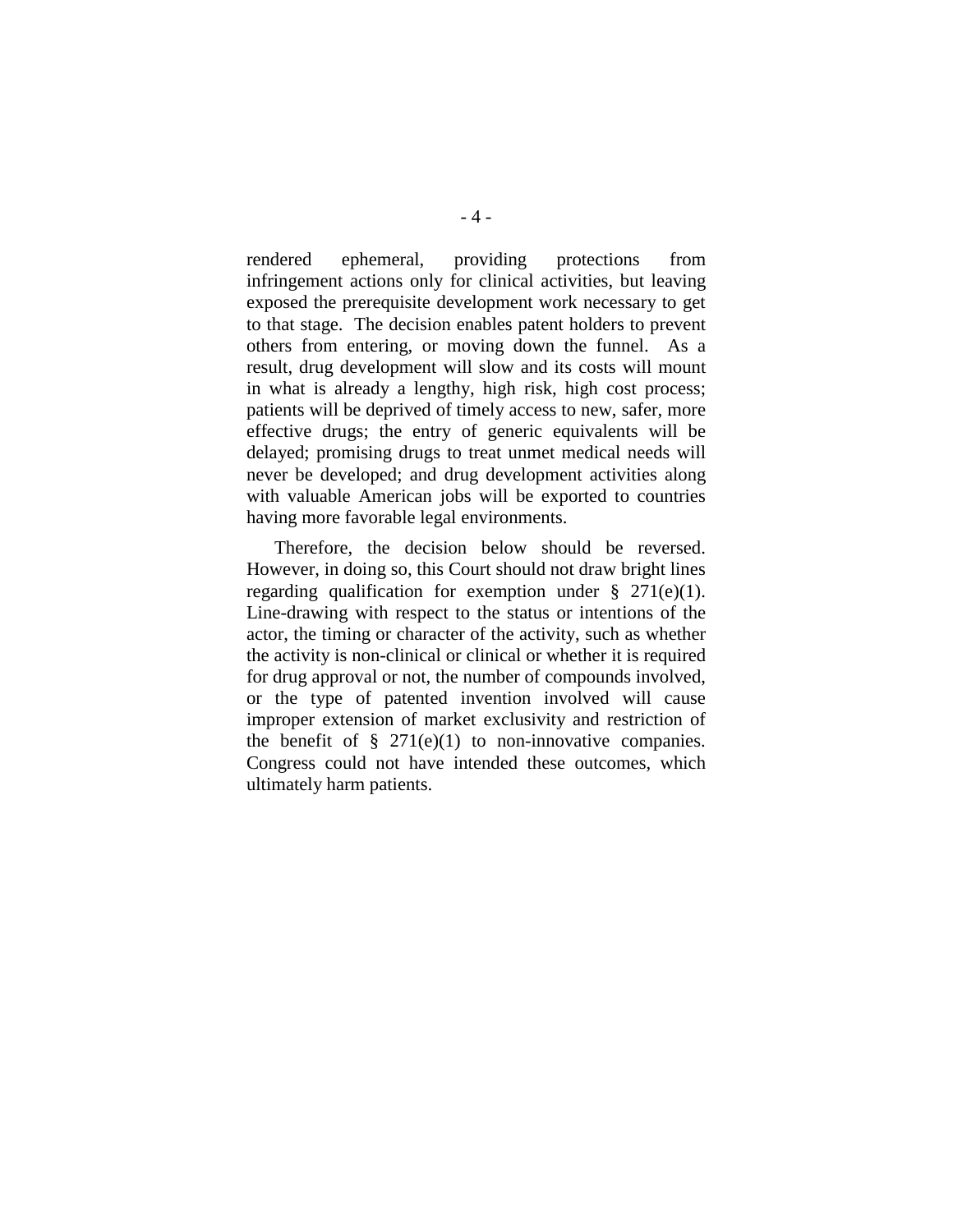rendered ephemeral, providing protections from infringement actions only for clinical activities, but leaving exposed the prerequisite development work necessary to get to that stage. The decision enables patent holders to prevent others from entering, or moving down the funnel. As a result, drug development will slow and its costs will mount in what is already a lengthy, high risk, high cost process; patients will be deprived of timely access to new, safer, more effective drugs; the entry of generic equivalents will be delayed; promising drugs to treat unmet medical needs will never be developed; and drug development activities along with valuable American jobs will be exported to countries having more favorable legal environments.

Therefore, the decision below should be reversed. However, in doing so, this Court should not draw bright lines regarding qualification for exemption under § 271(e)(1). Line-drawing with respect to the status or intentions of the actor, the timing or character of the activity, such as whether the activity is non-clinical or clinical or whether it is required for drug approval or not, the number of compounds involved, or the type of patented invention involved will cause improper extension of market exclusivity and restriction of the benefit of § 271(e)(1) to non-innovative companies. Congress could not have intended these outcomes, which ultimately harm patients.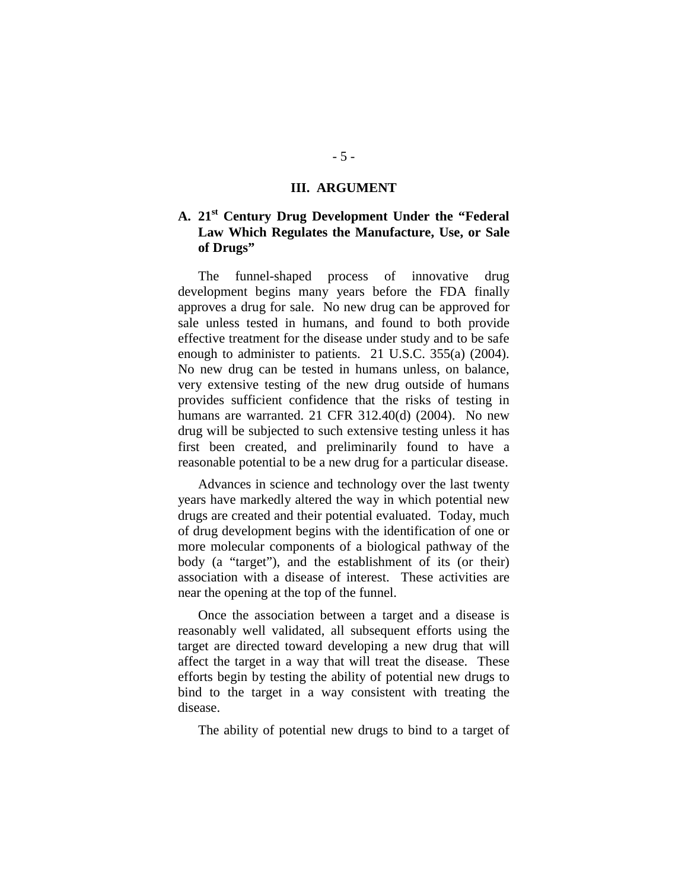## III. ARGUMENT

### A. 21st Century Drug Development Under the "Federal Law Which Regulates the Manufacture, Use, or Sale of Drugs"

The funnel-shaped process of innovative drug development begins many years before the FDA finally approves a drug for sale. No new drug can be approved for sale unless tested in humans, and found to both provide effective treatment for the disease under study and to be safe enough to administer to patients. 21 U.S.C. 355(a) (2004). No new drug can be tested in humans unless, on balance, very extensive testing of the new drug outside of humans provides sufficient confidence that the risks of testing in humans are warranted. 21 CFR 312.40(d) (2004). No new drug will be subjected to such extensive testing unless it has first been created, and preliminarily found to have a reasonable potential to be a new drug for a particular disease.

Advances in science and technology over the last twenty years have markedly altered the way in which potential new drugs are created and their potential evaluated. Today, much of drug development begins with the identification of one or more molecular components of a biological pathway of the body (a "target"), and the establishment of its (or their) association with a disease of interest. These activities are near the opening at the top of the funnel.

Once the association between a target and a disease is reasonably well validated, all subsequent efforts using the target are directed toward developing a new drug that will affect the target in a way that will treat the disease. These efforts begin by testing the ability of potential new drugs to bind to the target in a way consistent with treating the disease.

The ability of potential new drugs to bind to a target of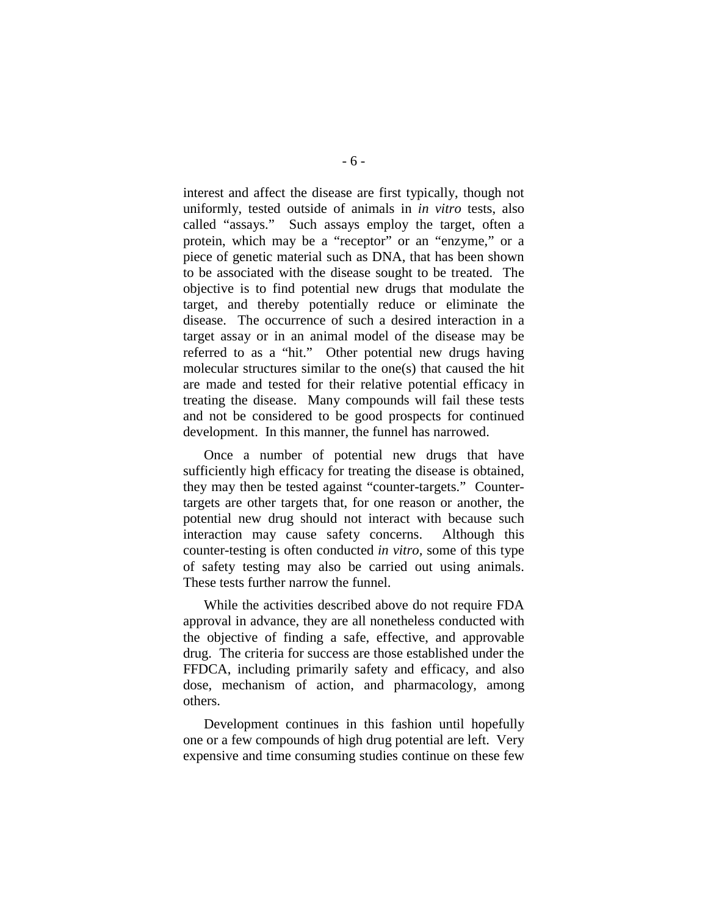interest and affect the disease are first typically, though not uniformly, tested outside of animals in *in vitro* tests, also called "assays." Such assays employ the target, often a protein, which may be a "receptor" or an "enzyme," or a piece of genetic material such as DNA, that has been shown to be associated with the disease sought to be treated. The objective is to find potential new drugs that modulate the target, and thereby potentially reduce or eliminate the disease. The occurrence of such a desired interaction in a target assay or in an animal model of the disease may be referred to as a "hit." Other potential new drugs having molecular structures similar to the one(s) that caused the hit are made and tested for their relative potential efficacy in treating the disease. Many compounds will fail these tests and not be considered to be good prospects for continued development. In this manner, the funnel has narrowed.

Once a number of potential new drugs that have sufficiently high efficacy for treating the disease is obtained, they may then be tested against "counter-targets." Counter-targets are other targets that, for one reason or another, the potential new drug should not interact with because such interaction may cause safety concerns. Although this counter-testing is often conducted *in vitro*, some of this type of safety testing may also be carried out using animals. These tests further narrow the funnel.

While the activities described above do not require FDA approval in advance, they are all nonetheless conducted with the objective of finding a safe, effective, and approvable drug. The criteria for success are those established under the FFDCA, including primarily safety and efficacy, and also dose, mechanism of action, and pharmacology, among others.

Development continues in this fashion until hopefully one or a few compounds of high drug potential are left. Very expensive and time consuming studies continue on these few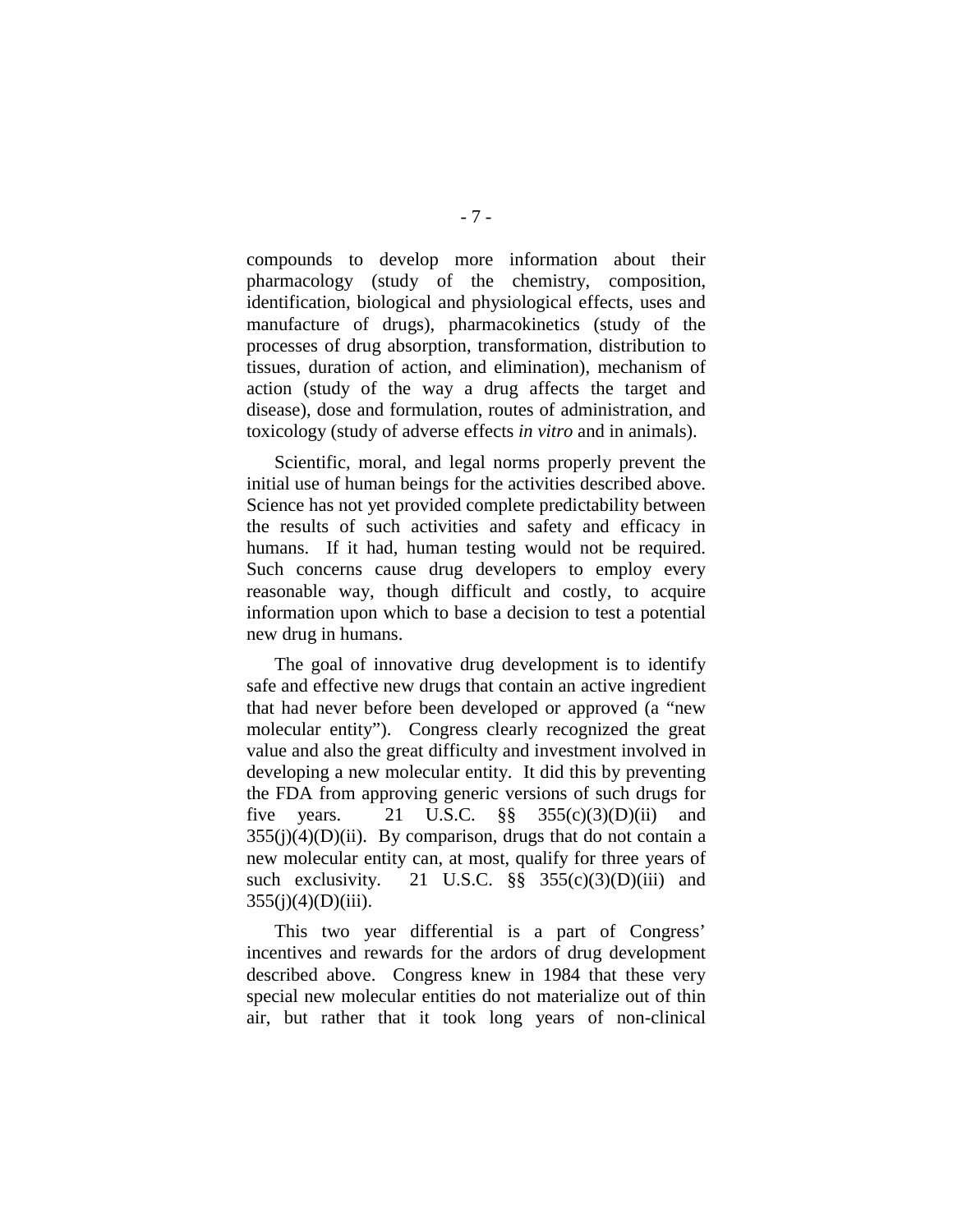compounds to develop more information about their pharmacology (study of the chemistry, composition, identification, biological and physiological effects, uses and manufacture of drugs), pharmacokinetics (study of the processes of drug absorption, transformation, distribution to tissues, duration of action, and elimination), mechanism of action (study of the way a drug affects the target and disease), dose and formulation, routes of administration, and toxicology (study of adverse effects *in vitro* and in animals).

Scientific, moral, and legal norms properly prevent the initial use of human beings for the activities described above. Science has not yet provided complete predictability between the results of such activities and safety and efficacy in humans. If it had, human testing would not be required. Such concerns cause drug developers to employ every reasonable way, though difficult and costly, to acquire information upon which to base a decision to test a potential new drug in humans.

The goal of innovative drug development is to identify safe and effective new drugs that contain an active ingredient that had never before been developed or approved (a "new molecular entity"). Congress clearly recognized the great value and also the great difficulty and investment involved in developing a new molecular entity. It did this by preventing the FDA from approving generic versions of such drugs for five years. 21 U.S.C. §§ 355(c)(3)(D)(ii) and 355(j)(4)(D)(ii). By comparison, drugs that do not contain a new molecular entity can, at most, qualify for three years of such exclusivity. 21 U.S.C. §§ 355(c)(3)(D)(iii) and 355(j)(4)(D)(iii).

This two year differential is a part of Congress' incentives and rewards for the ardors of drug development described above. Congress knew in 1984 that these very special new molecular entities do not materialize out of thin air, but rather that it took long years of non-clinical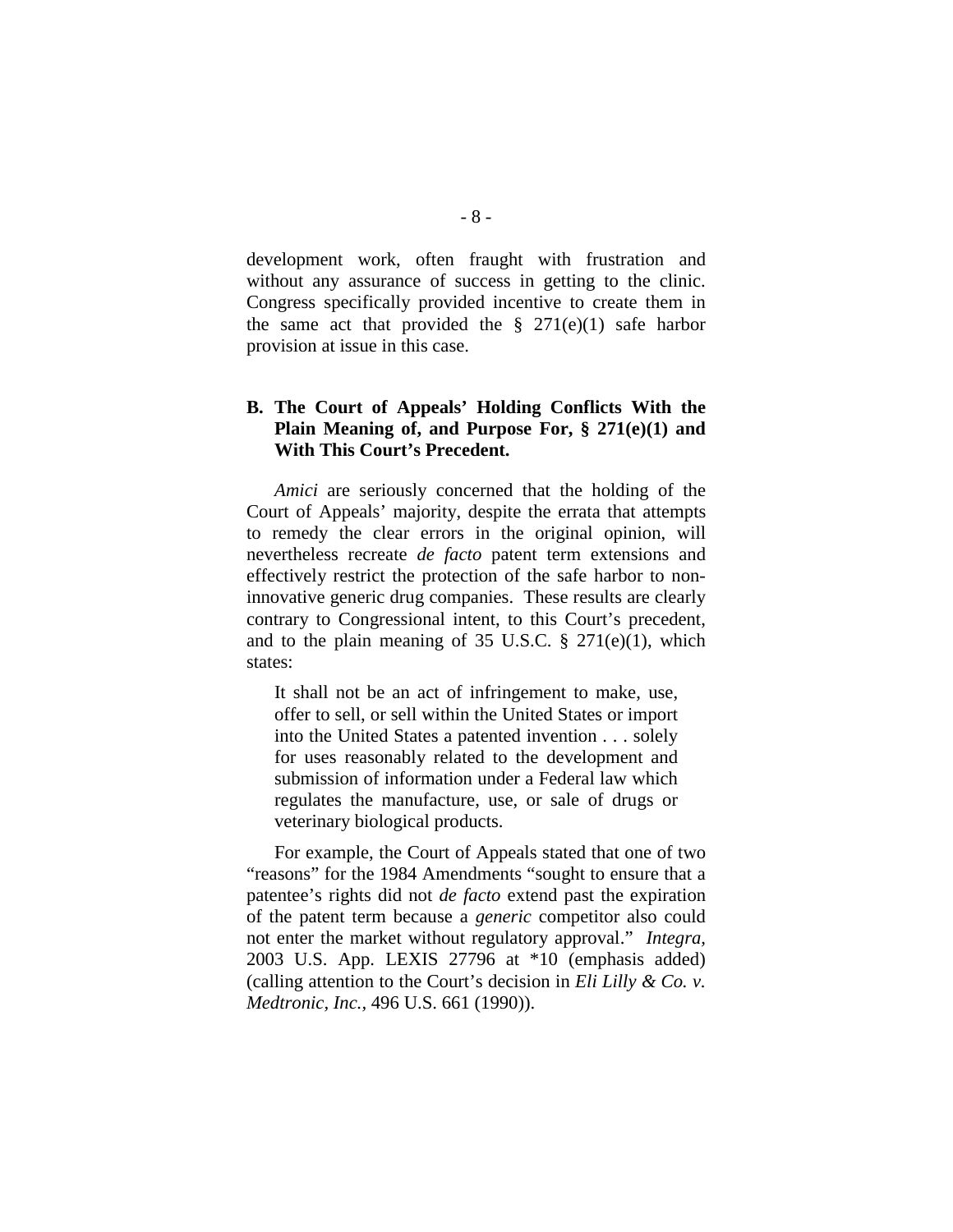development work, often fraught with frustration and without any assurance of success in getting to the clinic. Congress specifically provided incentive to create them in the same act that provided the § 271(e)(1) safe harbor provision at issue in this case.

### B. The Court of Appeals' Holding Conflicts With the Plain Meaning of, and Purpose For, § 271(e)(1) and With This Court's Precedent.

*Amici* are seriously concerned that the holding of the Court of Appeals' majority, despite the errata that attempts to remedy the clear errors in the original opinion, will nevertheless recreate *de facto* patent term extensions and effectively restrict the protection of the safe harbor to non-innovative generic drug companies. These results are clearly contrary to Congressional intent, to this Court's precedent, and to the plain meaning of 35 U.S.C. § 271(e)(1), which states:

> It shall not be an act of infringement to make, use, offer to sell, or sell within the United States or import into the United States a patented invention . . . solely for uses reasonably related to the development and submission of information under a Federal law which regulates the manufacture, use, or sale of drugs or veterinary biological products.

For example, the Court of Appeals stated that one of two "reasons" for the 1984 Amendments "sought to ensure that a patentee's rights did not *de facto* extend past the expiration of the patent term because a *generic* competitor also could not enter the market without regulatory approval." *Integra*, 2003 U.S. App. LEXIS 27796 at *10 (emphasis added) (calling attention to the Court's decision in *Eli Lilly & Co. v. Medtronic, Inc.*, 496 U.S. 661 (1990)).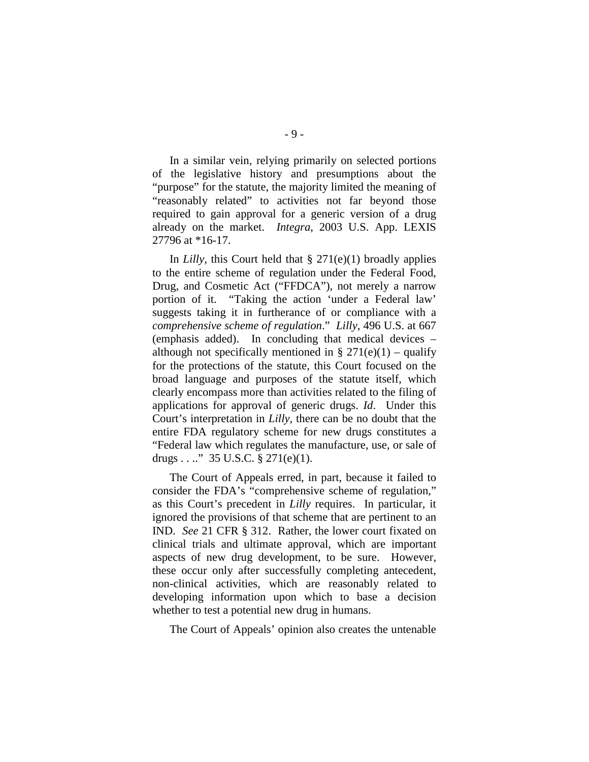In a similar vein, relying primarily on selected portions of the legislative history and presumptions about the "purpose" for the statute, the majority limited the meaning of "reasonably related" to activities not far beyond those required to gain approval for a generic version of a drug already on the market. *Integra*, 2003 U.S. App. LEXIS 27796 at *16-17.

In *Lilly*, this Court held that § 271(e)(1) broadly applies to the entire scheme of regulation under the Federal Food, Drug, and Cosmetic Act ("FFDCA"), not merely a narrow portion of it. "Taking the action 'under a Federal law' suggests taking it in furtherance of or compliance with a *comprehensive scheme of regulation*." *Lilly*, 496 U.S. at 667 (emphasis added). In concluding that medical devices – although not specifically mentioned in § 271(e)(1) – qualify for the protections of the statute, this Court focused on the broad language and purposes of the statute itself, which clearly encompass more than activities related to the filing of applications for approval of generic drugs. *Id*. Under this Court's interpretation in *Lilly*, there can be no doubt that the entire FDA regulatory scheme for new drugs constitutes a "Federal law which regulates the manufacture, use, or sale of drugs . . .." 35 U.S.C. § 271(e)(1).

The Court of Appeals erred, in part, because it failed to consider the FDA's "comprehensive scheme of regulation," as this Court's precedent in *Lilly* requires. In particular, it ignored the provisions of that scheme that are pertinent to an IND. *See* 21 CFR § 312. Rather, the lower court fixated on clinical trials and ultimate approval, which are important aspects of new drug development, to be sure. However, these occur only after successfully completing antecedent, non-clinical activities, which are reasonably related to developing information upon which to base a decision whether to test a potential new drug in humans.

The Court of Appeals' opinion also creates the untenable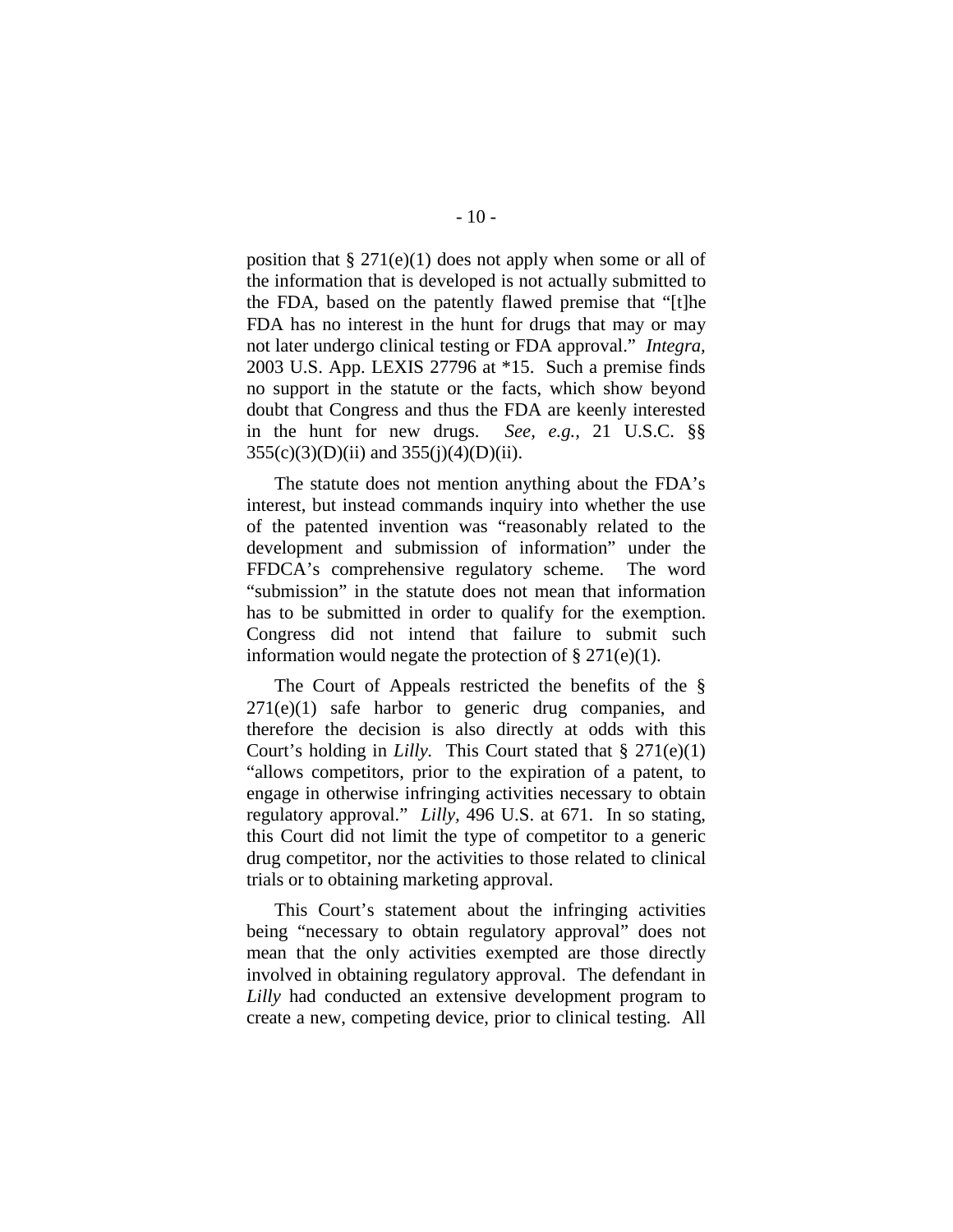position that § 271(e)(1) does not apply when some or all of the information that is developed is not actually submitted to the FDA, based on the patently flawed premise that "[t]he FDA has no interest in the hunt for drugs that may or may not later undergo clinical testing or FDA approval." *Integra*, 2003 U.S. App. LEXIS 27796 at *15. Such a premise finds no support in the statute or the facts, which show beyond doubt that Congress and thus the FDA are keenly interested in the hunt for new drugs. *See, e.g.,* 21 U.S.C. §§ 355(c)(3)(D)(ii) and 355(j)(4)(D)(ii).

The statute does not mention anything about the FDA's interest, but instead commands inquiry into whether the use of the patented invention was "reasonably related to the development and submission of information" under the FFDCA's comprehensive regulatory scheme. The word "submission" in the statute does not mean that information has to be submitted in order to qualify for the exemption. Congress did not intend that failure to submit such information would negate the protection of § 271(e)(1).

The Court of Appeals restricted the benefits of the § 271(e)(1) safe harbor to generic drug companies, and therefore the decision is also directly at odds with this Court's holding in *Lilly.* This Court stated that § 271(e)(1) "allows competitors, prior to the expiration of a patent, to engage in otherwise infringing activities necessary to obtain regulatory approval." *Lilly*, 496 U.S. at 671. In so stating, this Court did not limit the type of competitor to a generic drug competitor, nor the activities to those related to clinical trials or to obtaining marketing approval.

This Court's statement about the infringing activities being "necessary to obtain regulatory approval" does not mean that the only activities exempted are those directly involved in obtaining regulatory approval. The defendant in *Lilly* had conducted an extensive development program to create a new, competing device, prior to clinical testing. All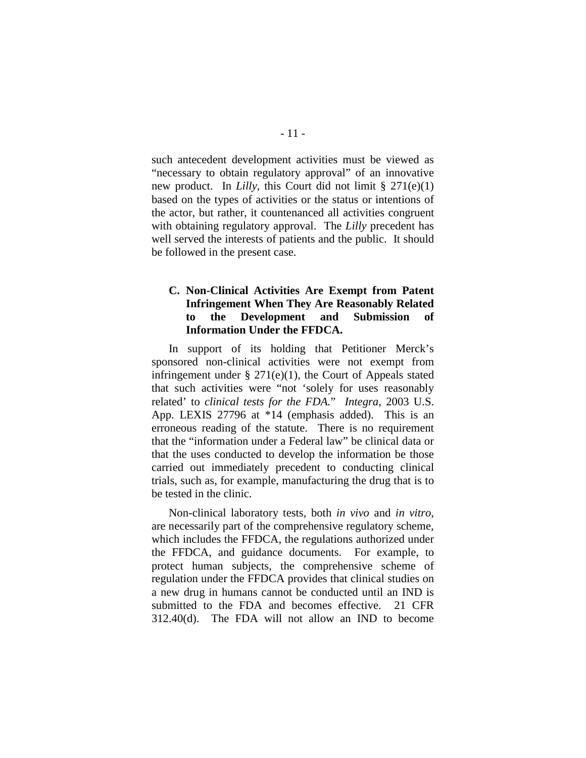such antecedent development activities must be viewed as "necessary to obtain regulatory approval" of an innovative new product. In *Lilly*, this Court did not limit § 271(e)(1) based on the types of activities or the status or intentions of the actor, but rather, it countenanced all activities congruent with obtaining regulatory approval. The *Lilly* precedent has well served the interests of patients and the public. It should be followed in the present case.

### C. Non-Clinical Activities Are Exempt from Patent Infringement When They Are Reasonably Related to the Development and Submission of Information Under the FFDCA.

In support of its holding that Petitioner Merck's sponsored non-clinical activities were not exempt from infringement under § 271(e)(1), the Court of Appeals stated that such activities were "not 'solely for uses reasonably related' to *clinical tests for the FDA.*" *Integra*, 2003 U.S. App. LEXIS 27796 at *14 (emphasis added). This is an erroneous reading of the statute. There is no requirement that the "information under a Federal law" be clinical data or that the uses conducted to develop the information be those carried out immediately precedent to conducting clinical trials, such as, for example, manufacturing the drug that is to be tested in the clinic.

Non-clinical laboratory tests, both *in vivo* and *in vitro*, are necessarily part of the comprehensive regulatory scheme, which includes the FFDCA, the regulations authorized under the FFDCA, and guidance documents. For example, to protect human subjects, the comprehensive scheme of regulation under the FFDCA provides that clinical studies on a new drug in humans cannot be conducted until an IND is submitted to the FDA and becomes effective. 21 CFR 312.40(d). The FDA will not allow an IND to become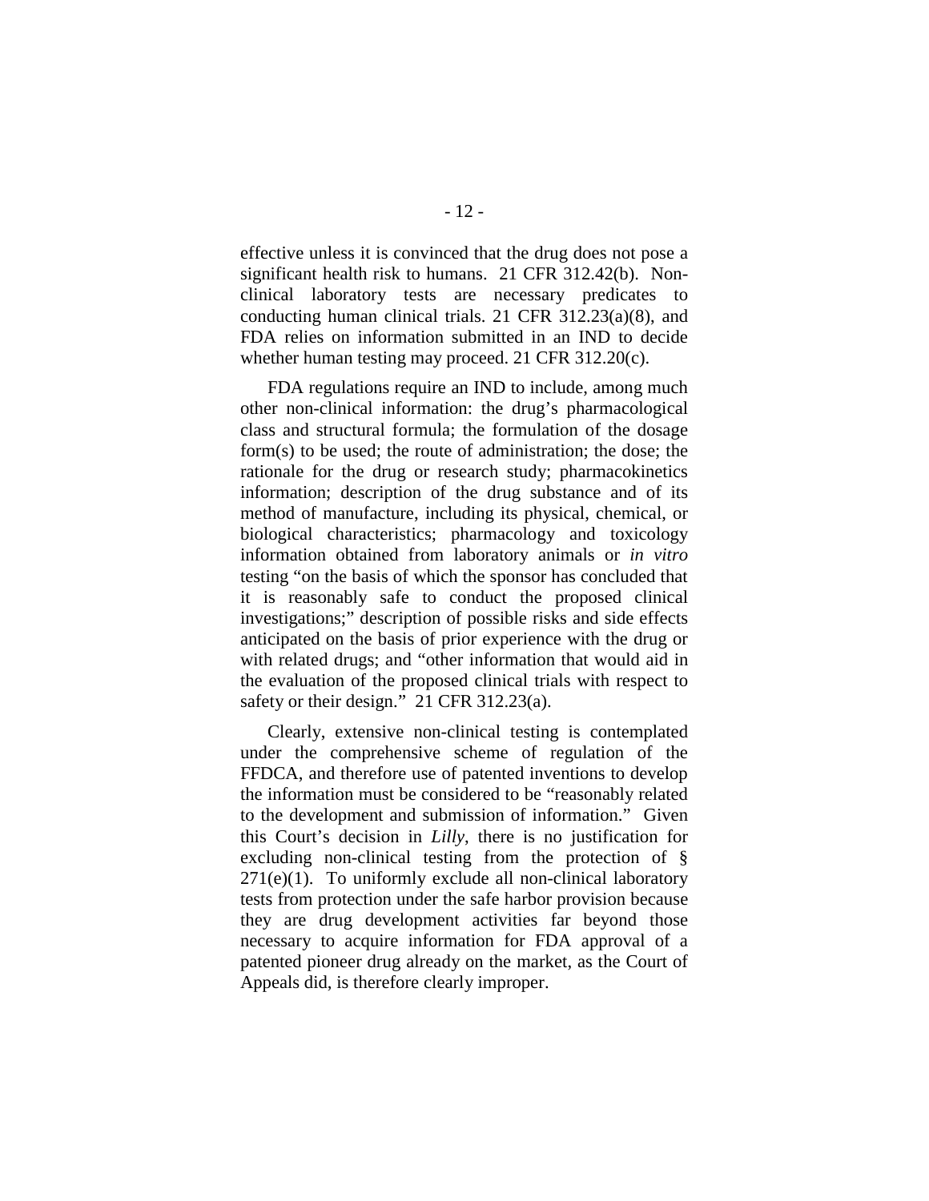effective unless it is convinced that the drug does not pose a significant health risk to humans. 21 CFR 312.42(b). Non-clinical laboratory tests are necessary predicates to conducting human clinical trials. 21 CFR 312.23(a)(8), and FDA relies on information submitted in an IND to decide whether human testing may proceed. 21 CFR 312.20(c).

FDA regulations require an IND to include, among much other non-clinical information: the drug's pharmacological class and structural formula; the formulation of the dosage form(s) to be used; the route of administration; the dose; the rationale for the drug or research study; pharmacokinetics information; description of the drug substance and of its method of manufacture, including its physical, chemical, or biological characteristics; pharmacology and toxicology information obtained from laboratory animals or *in vitro* testing "on the basis of which the sponsor has concluded that it is reasonably safe to conduct the proposed clinical investigations;" description of possible risks and side effects anticipated on the basis of prior experience with the drug or with related drugs; and "other information that would aid in the evaluation of the proposed clinical trials with respect to safety or their design." 21 CFR 312.23(a).

Clearly, extensive non-clinical testing is contemplated under the comprehensive scheme of regulation of the FFDCA, and therefore use of patented inventions to develop the information must be considered to be "reasonably related to the development and submission of information." Given this Court's decision in *Lilly*, there is no justification for excluding non-clinical testing from the protection of § 271(e)(1). To uniformly exclude all non-clinical laboratory tests from protection under the safe harbor provision because they are drug development activities far beyond those necessary to acquire information for FDA approval of a patented pioneer drug already on the market, as the Court of Appeals did, is therefore clearly improper.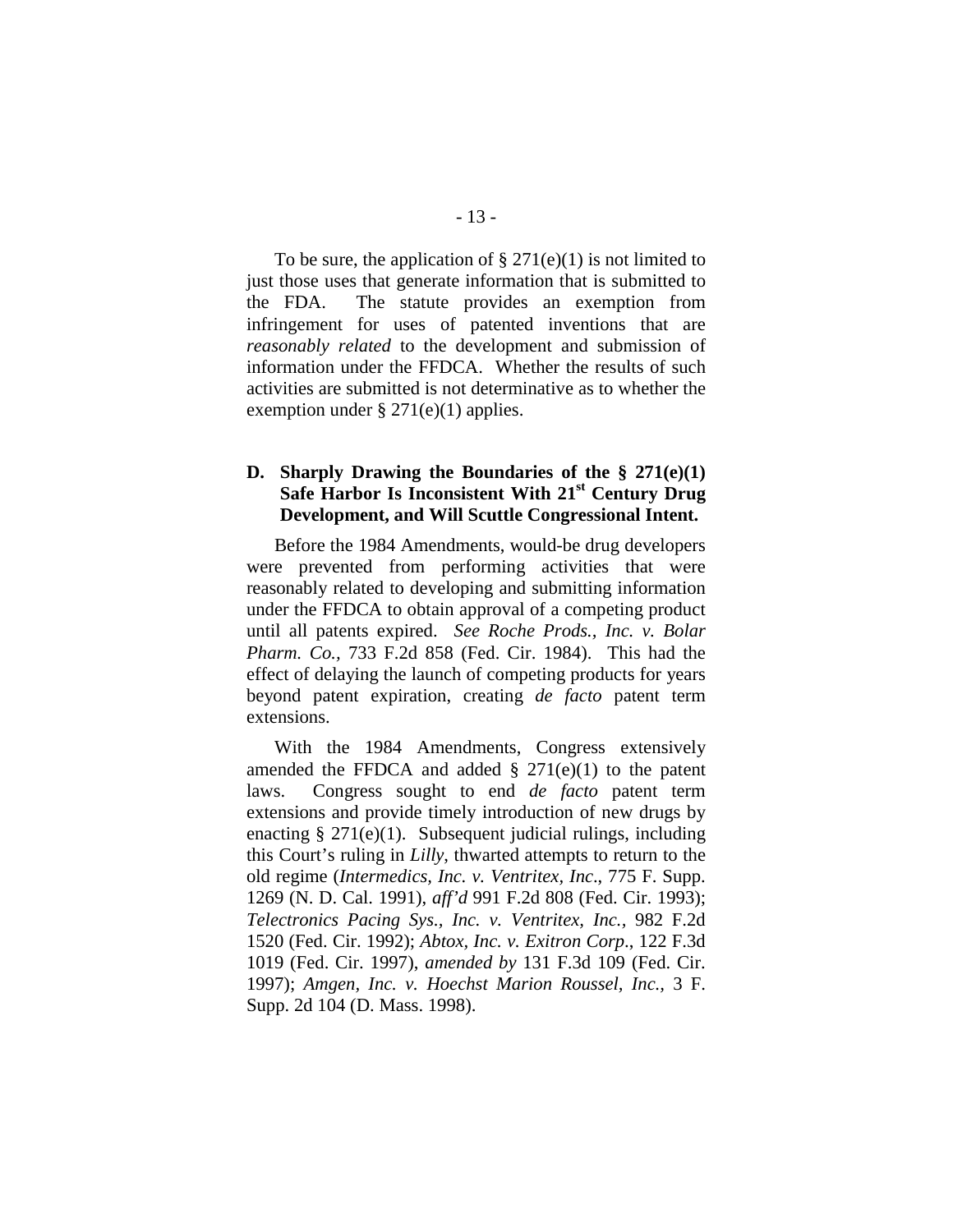To be sure, the application of § 271(e)(1) is not limited to just those uses that generate information that is submitted to the FDA. The statute provides an exemption from infringement for uses of patented inventions that are *reasonably related* to the development and submission of information under the FFDCA. Whether the results of such activities are submitted is not determinative as to whether the exemption under § 271(e)(1) applies.

### D. Sharply Drawing the Boundaries of the § 271(e)(1) Safe Harbor Is Inconsistent With 21st Century Drug Development, and Will Scuttle Congressional Intent.

Before the 1984 Amendments, would-be drug developers were prevented from performing activities that were reasonably related to developing and submitting information under the FFDCA to obtain approval of a competing product until all patents expired. *See Roche Prods., Inc. v. Bolar Pharm. Co.*, 733 F.2d 858 (Fed. Cir. 1984). This had the effect of delaying the launch of competing products for years beyond patent expiration, creating *de facto* patent term extensions.

With the 1984 Amendments, Congress extensively amended the FFDCA and added § 271(e)(1) to the patent laws. Congress sought to end *de facto* patent term extensions and provide timely introduction of new drugs by enacting § 271(e)(1). Subsequent judicial rulings, including this Court's ruling in *Lilly*, thwarted attempts to return to the old regime (*Intermedics, Inc. v. Ventritex, Inc*., 775 F. Supp. 1269 (N. D. Cal. 1991), *aff'd* 991 F.2d 808 (Fed. Cir. 1993); *Telectronics Pacing Sys., Inc. v. Ventritex, Inc.*, 982 F.2d 1520 (Fed. Cir. 1992); *Abtox, Inc. v. Exitron Corp*., 122 F.3d 1019 (Fed. Cir. 1997), *amended by* 131 F.3d 109 (Fed. Cir. 1997); *Amgen, Inc. v. Hoechst Marion Roussel, Inc.*, 3 F. Supp. 2d 104 (D. Mass. 1998).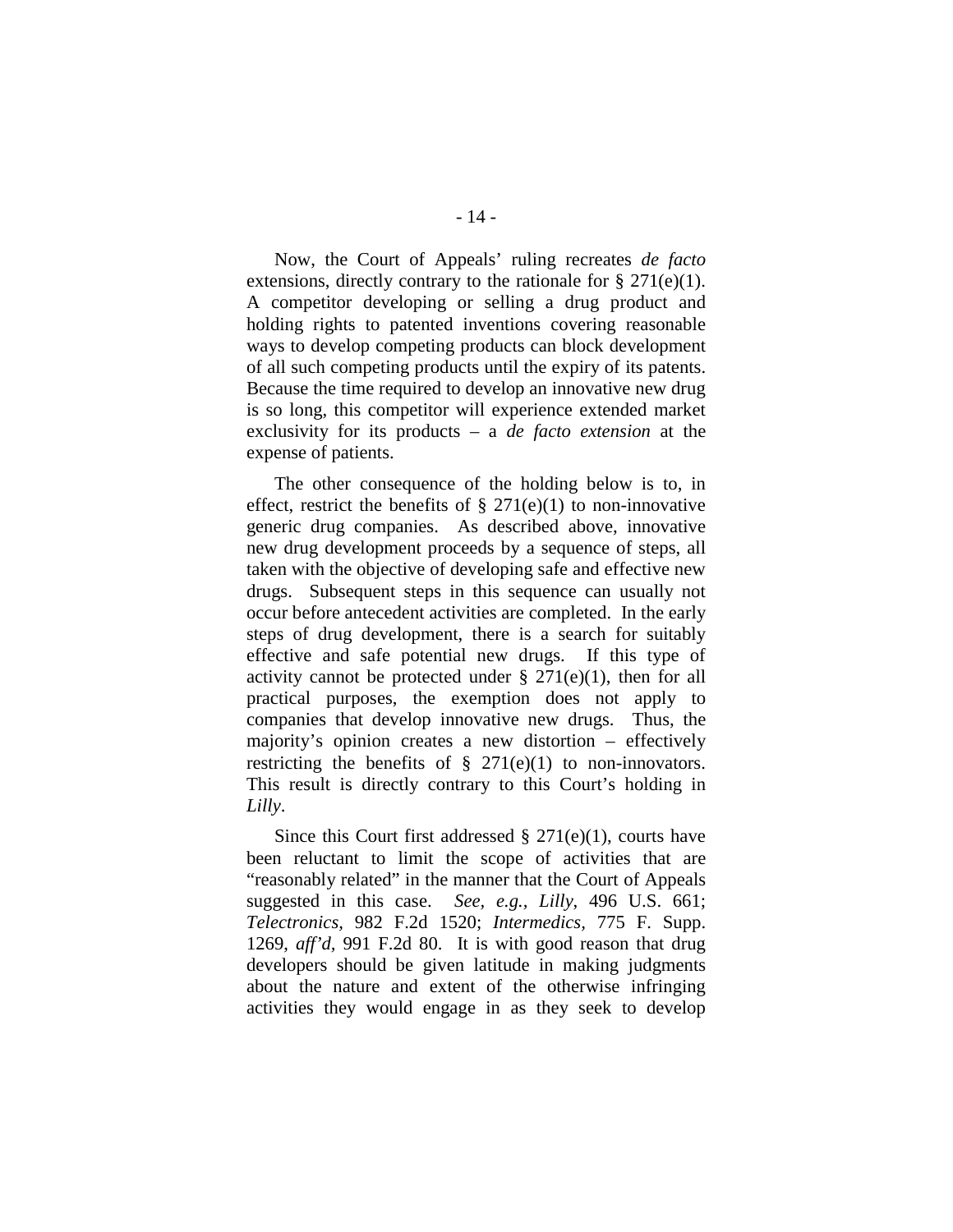Now, the Court of Appeals' ruling recreates *de facto* extensions, directly contrary to the rationale for § 271(e)(1). A competitor developing or selling a drug product and holding rights to patented inventions covering reasonable ways to develop competing products can block development of all such competing products until the expiry of its patents. Because the time required to develop an innovative new drug is so long, this competitor will experience extended market exclusivity for its products – a *de facto extension* at the expense of patients.

The other consequence of the holding below is to, in effect, restrict the benefits of § 271(e)(1) to non-innovative generic drug companies. As described above, innovative new drug development proceeds by a sequence of steps, all taken with the objective of developing safe and effective new drugs. Subsequent steps in this sequence can usually not occur before antecedent activities are completed. In the early steps of drug development, there is a search for suitably effective and safe potential new drugs. If this type of activity cannot be protected under § 271(e)(1), then for all practical purposes, the exemption does not apply to companies that develop innovative new drugs. Thus, the majority's opinion creates a new distortion – effectively restricting the benefits of § 271(e)(1) to non-innovators. This result is directly contrary to this Court's holding in *Lilly*.

Since this Court first addressed § 271(e)(1), courts have been reluctant to limit the scope of activities that are "reasonably related" in the manner that the Court of Appeals suggested in this case. *See, e.g.*, *Lilly*, 496 U.S. 661; *Telectronics*, 982 F.2d 1520; *Intermedics*, 775 F. Supp. 1269, *aff'd*, 991 F.2d 80. It is with good reason that drug developers should be given latitude in making judgments about the nature and extent of the otherwise infringing activities they would engage in as they seek to develop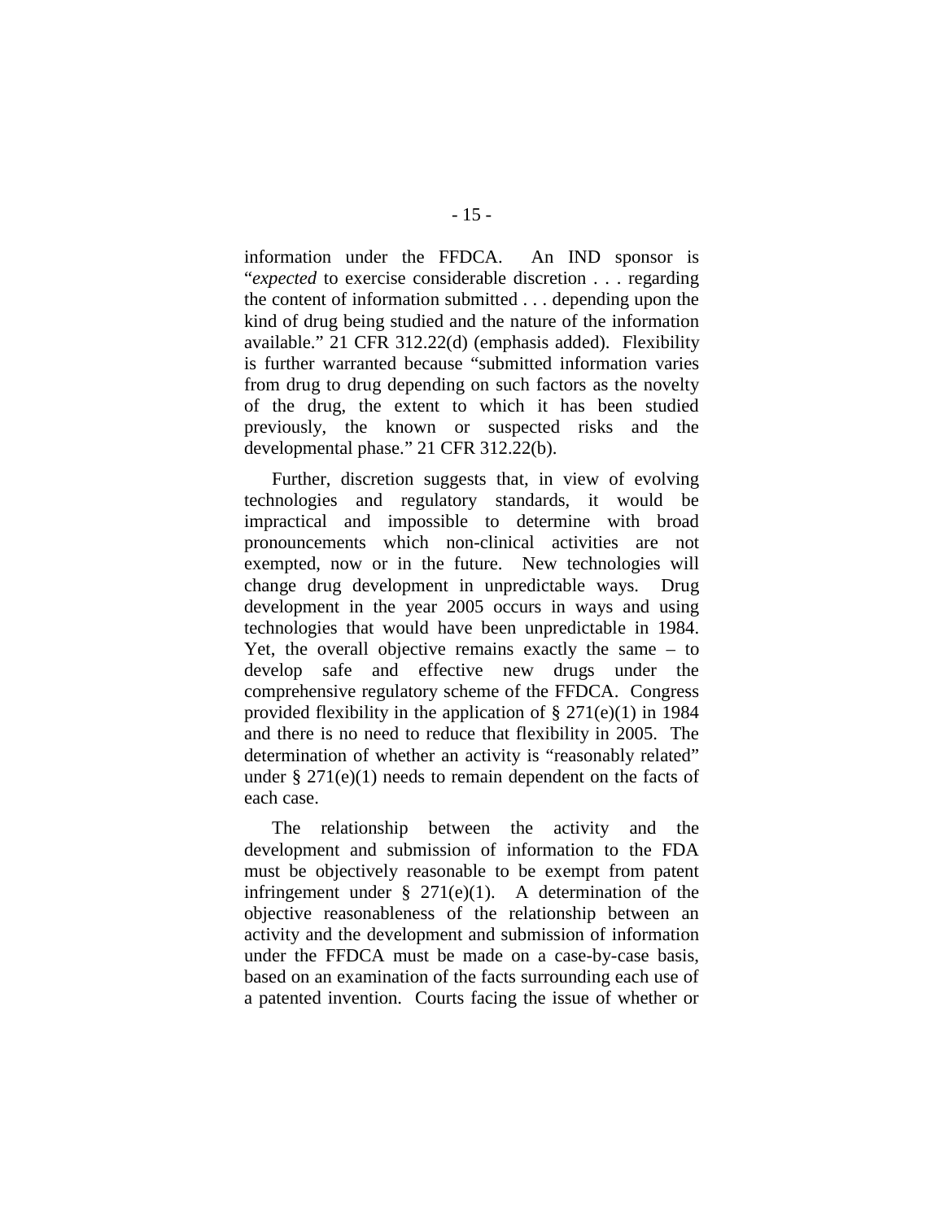information under the FFDCA. An IND sponsor is "*expected* to exercise considerable discretion . . . regarding the content of information submitted . . . depending upon the kind of drug being studied and the nature of the information available." 21 CFR 312.22(d) (emphasis added). Flexibility is further warranted because "submitted information varies from drug to drug depending on such factors as the novelty of the drug, the extent to which it has been studied previously, the known or suspected risks and the developmental phase." 21 CFR 312.22(b).

Further, discretion suggests that, in view of evolving technologies and regulatory standards, it would be impractical and impossible to determine with broad pronouncements which non-clinical activities are not exempted, now or in the future. New technologies will change drug development in unpredictable ways. Drug development in the year 2005 occurs in ways and using technologies that would have been unpredictable in 1984. Yet, the overall objective remains exactly the same – to develop safe and effective new drugs under the comprehensive regulatory scheme of the FFDCA. Congress provided flexibility in the application of § 271(e)(1) in 1984 and there is no need to reduce that flexibility in 2005. The determination of whether an activity is "reasonably related" under § 271(e)(1) needs to remain dependent on the facts of each case.

The relationship between the activity and the development and submission of information to the FDA must be objectively reasonable to be exempt from patent infringement under § 271(e)(1). A determination of the objective reasonableness of the relationship between an activity and the development and submission of information under the FFDCA must be made on a case-by-case basis, based on an examination of the facts surrounding each use of a patented invention. Courts facing the issue of whether or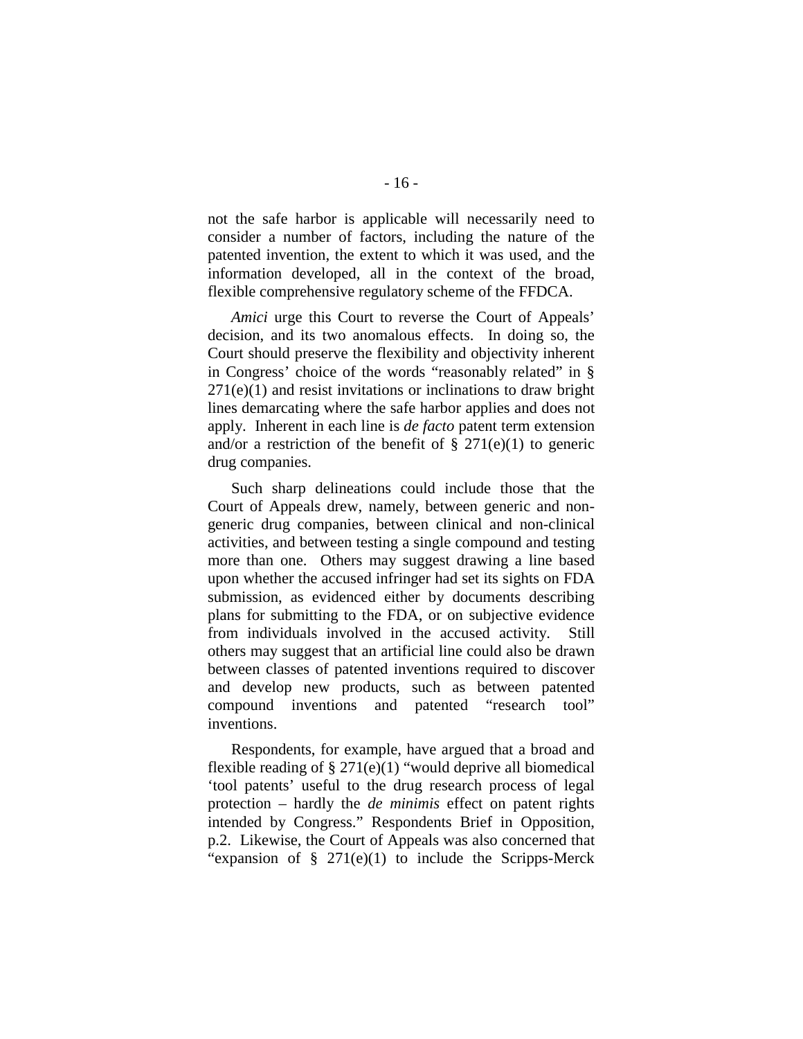not the safe harbor is applicable will necessarily need to consider a number of factors, including the nature of the patented invention, the extent to which it was used, and the information developed, all in the context of the broad, flexible comprehensive regulatory scheme of the FFDCA.

*Amici* urge this Court to reverse the Court of Appeals' decision, and its two anomalous effects. In doing so, the Court should preserve the flexibility and objectivity inherent in Congress' choice of the words "reasonably related" in § 271(e)(1) and resist invitations or inclinations to draw bright lines demarcating where the safe harbor applies and does not apply. Inherent in each line is *de facto* patent term extension and/or a restriction of the benefit of § 271(e)(1) to generic drug companies.

Such sharp delineations could include those that the Court of Appeals drew, namely, between generic and non-generic drug companies, between clinical and non-clinical activities, and between testing a single compound and testing more than one. Others may suggest drawing a line based upon whether the accused infringer had set its sights on FDA submission, as evidenced either by documents describing plans for submitting to the FDA, or on subjective evidence from individuals involved in the accused activity. Still others may suggest that an artificial line could also be drawn between classes of patented inventions required to discover and develop new products, such as between patented compound inventions and patented "research tool" inventions.

Respondents, for example, have argued that a broad and flexible reading of § 271(e)(1) "would deprive all biomedical 'tool patents' useful to the drug research process of legal protection – hardly the *de minimis* effect on patent rights intended by Congress." Respondents Brief in Opposition, p.2. Likewise, the Court of Appeals was also concerned that "expansion of § 271(e)(1) to include the Scripps-Merck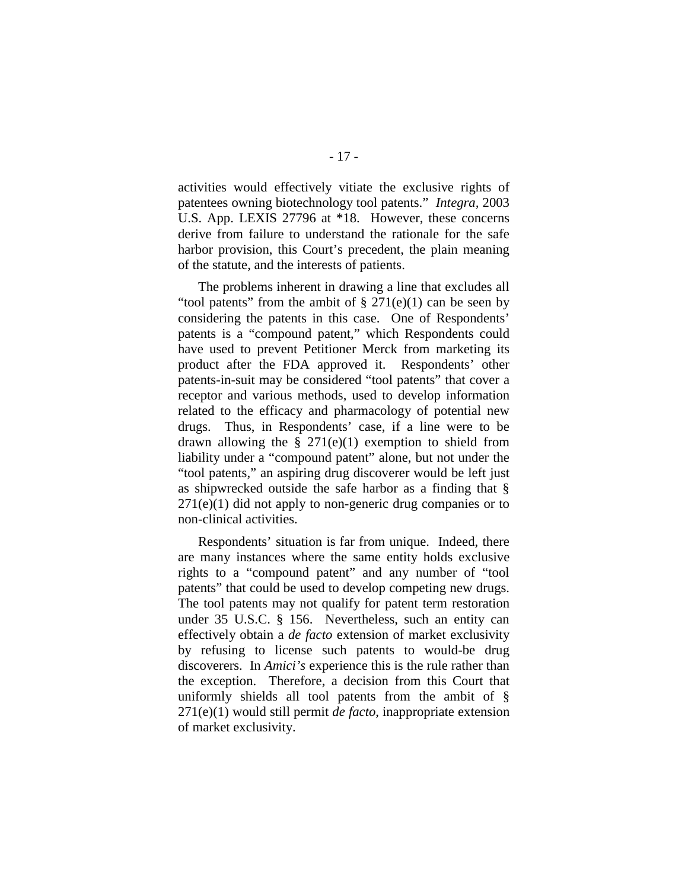activities would effectively vitiate the exclusive rights of patentees owning biotechnology tool patents." *Integra*, 2003 U.S. App. LEXIS 27796 at *18. However, these concerns derive from failure to understand the rationale for the safe harbor provision, this Court's precedent, the plain meaning of the statute, and the interests of patients.

The problems inherent in drawing a line that excludes all "tool patents" from the ambit of § 271(e)(1) can be seen by considering the patents in this case. One of Respondents' patents is a "compound patent," which Respondents could have used to prevent Petitioner Merck from marketing its product after the FDA approved it. Respondents' other patents-in-suit may be considered "tool patents" that cover a receptor and various methods, used to develop information related to the efficacy and pharmacology of potential new drugs. Thus, in Respondents' case, if a line were to be drawn allowing the § 271(e)(1) exemption to shield from liability under a "compound patent" alone, but not under the "tool patents," an aspiring drug discoverer would be left just as shipwrecked outside the safe harbor as a finding that § 271(e)(1) did not apply to non-generic drug companies or to non-clinical activities.

Respondents' situation is far from unique. Indeed, there are many instances where the same entity holds exclusive rights to a "compound patent" and any number of "tool patents" that could be used to develop competing new drugs. The tool patents may not qualify for patent term restoration under 35 U.S.C. § 156. Nevertheless, such an entity can effectively obtain a *de facto* extension of market exclusivity by refusing to license such patents to would-be drug discoverers. In *Amici's* experience this is the rule rather than the exception. Therefore, a decision from this Court that uniformly shields all tool patents from the ambit of § 271(e)(1) would still permit *de facto*, inappropriate extension of market exclusivity.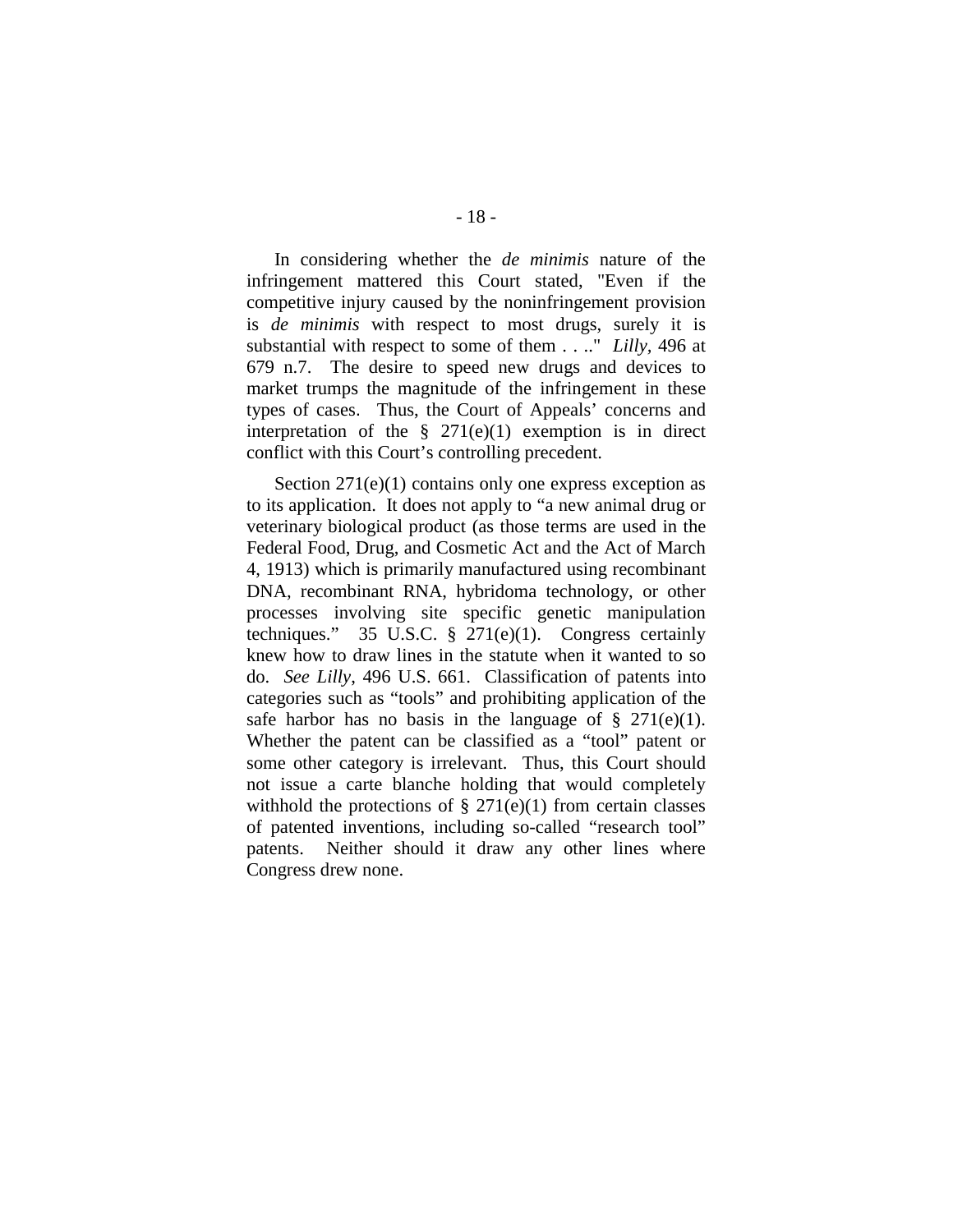In considering whether the *de minimis* nature of the infringement mattered this Court stated, "Even if the competitive injury caused by the noninfringement provision is *de minimis* with respect to most drugs, surely it is substantial with respect to some of them . . .." *Lilly*, 496 at 679 n.7. The desire to speed new drugs and devices to market trumps the magnitude of the infringement in these types of cases. Thus, the Court of Appeals' concerns and interpretation of the § 271(e)(1) exemption is in direct conflict with this Court's controlling precedent.

Section 271(e)(1) contains only one express exception as to its application. It does not apply to "a new animal drug or veterinary biological product (as those terms are used in the Federal Food, Drug, and Cosmetic Act and the Act of March 4, 1913) which is primarily manufactured using recombinant DNA, recombinant RNA, hybridoma technology, or other processes involving site specific genetic manipulation techniques." 35 U.S.C. § 271(e)(1). Congress certainly knew how to draw lines in the statute when it wanted to so do. *See Lilly*, 496 U.S. 661. Classification of patents into categories such as "tools" and prohibiting application of the safe harbor has no basis in the language of § 271(e)(1). Whether the patent can be classified as a "tool" patent or some other category is irrelevant. Thus, this Court should not issue a carte blanche holding that would completely withhold the protections of § 271(e)(1) from certain classes of patented inventions, including so-called "research tool" patents. Neither should it draw any other lines where Congress drew none.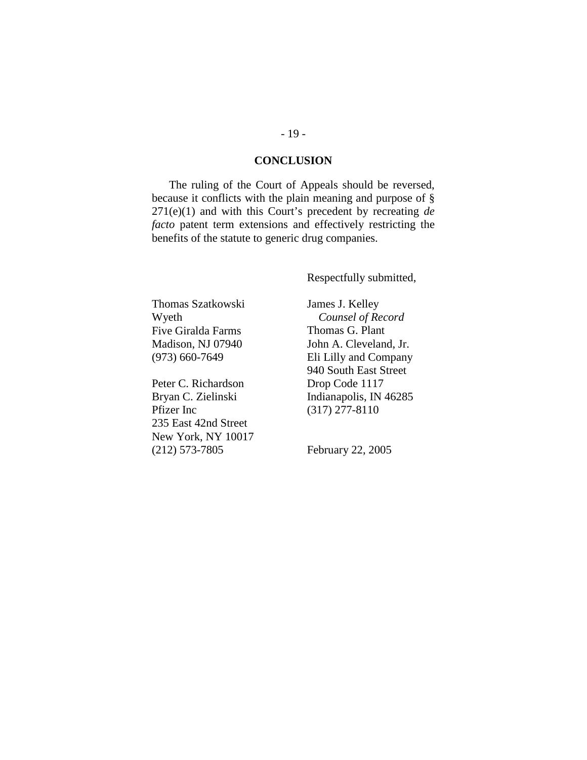## CONCLUSION

The ruling of the Court of Appeals should be reversed, because it conflicts with the plain meaning and purpose of § 271(e)(1) and with this Court's precedent by recreating *de facto* patent term extensions and effectively restricting the benefits of the statute to generic drug companies.

Respectfully submitted,

James J. Kelley
*Counsel of Record*
Thomas G. Plant
John A. Cleveland, Jr.
Eli Lilly and Company
940 South East Street
Drop Code 1117
Indianapolis, IN 46285
(317) 277-8110

Thomas Szatkowski
Wyeth
Five Giralda Farms
Madison, NJ 07940
(973) 660-7649

Peter C. Richardson
Bryan C. Zielinski
Pfizer Inc
235 East 42nd Street
New York, NY 10017
(212) 573-7805

February 22, 2005